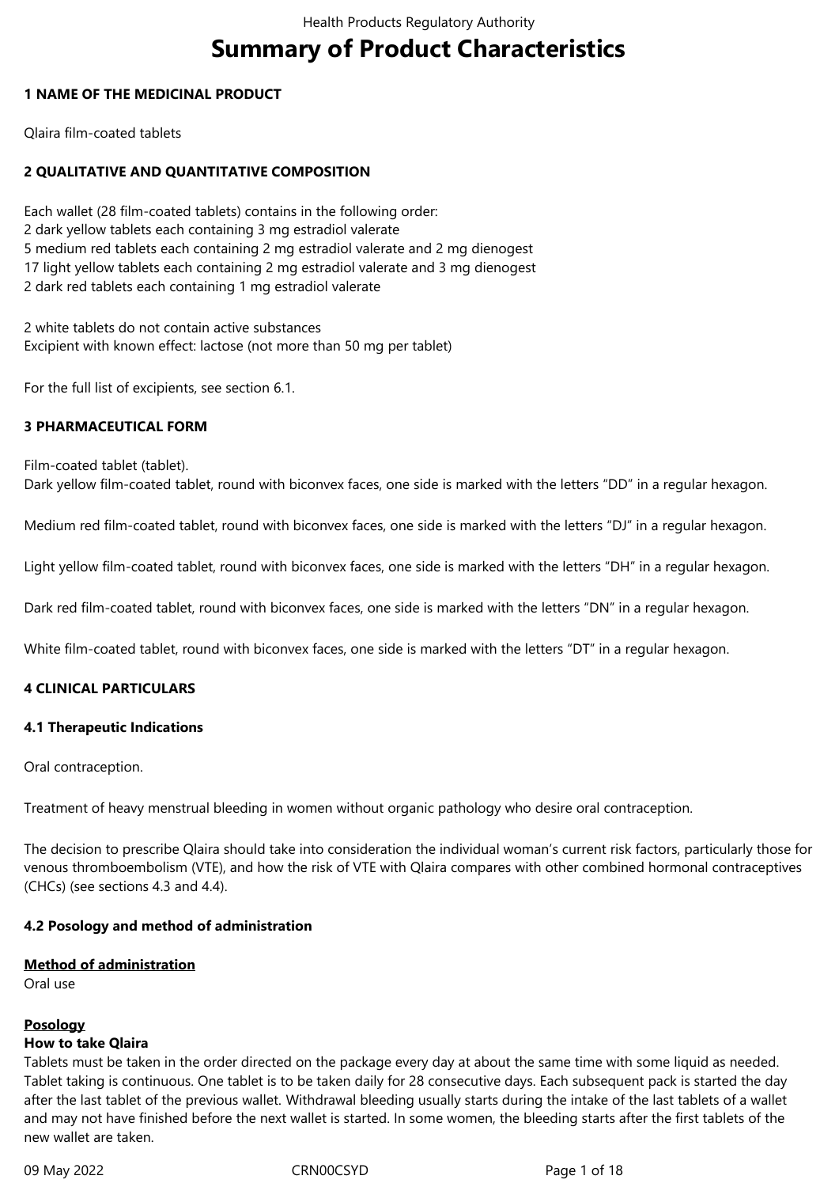# Summary of Product Characteristics

## 1 NAME OF THE MEDICINAL PRODUCT

Qlaira film-coated tablets

## 2 QUALITATIVE AND QUANTITATIVE COMPOSITION

Each wallet (28 film-coated tablets) contains in the following order:
2 dark yellow tablets each containing 3 mg estradiol valerate
5 medium red tablets each containing 2 mg estradiol valerate and 2 mg dienogest
17 light yellow tablets each containing 2 mg estradiol valerate and 3 mg dienogest
2 dark red tablets each containing 1 mg estradiol valerate

2 white tablets do not contain active substances
Excipient with known effect: lactose (not more than 50 mg per tablet)

For the full list of excipients, see section 6.1.

## 3 PHARMACEUTICAL FORM

Film-coated tablet (tablet).
Dark yellow film-coated tablet, round with biconvex faces, one side is marked with the letters "DD" in a regular hexagon.

Medium red film-coated tablet, round with biconvex faces, one side is marked with the letters "DJ" in a regular hexagon.

Light yellow film-coated tablet, round with biconvex faces, one side is marked with the letters "DH" in a regular hexagon.

Dark red film-coated tablet, round with biconvex faces, one side is marked with the letters "DN" in a regular hexagon.

White film-coated tablet, round with biconvex faces, one side is marked with the letters "DT" in a regular hexagon.

## 4 CLINICAL PARTICULARS

### 4.1 Therapeutic Indications

Oral contraception.

Treatment of heavy menstrual bleeding in women without organic pathology who desire oral contraception.

The decision to prescribe Qlaira should take into consideration the individual woman's current risk factors, particularly those for venous thromboembolism (VTE), and how the risk of VTE with Qlaira compares with other combined hormonal contraceptives (CHCs) (see sections 4.3 and 4.4).

### 4.2 Posology and method of administration

**Method of administration**
Oral use

**Posology**
**How to take Qlaira**
Tablets must be taken in the order directed on the package every day at about the same time with some liquid as needed. Tablet taking is continuous. One tablet is to be taken daily for 28 consecutive days. Each subsequent pack is started the day after the last tablet of the previous wallet. Withdrawal bleeding usually starts during the intake of the last tablets of a wallet and may not have finished before the next wallet is started. In some women, the bleeding starts after the first tablets of the new wallet are taken.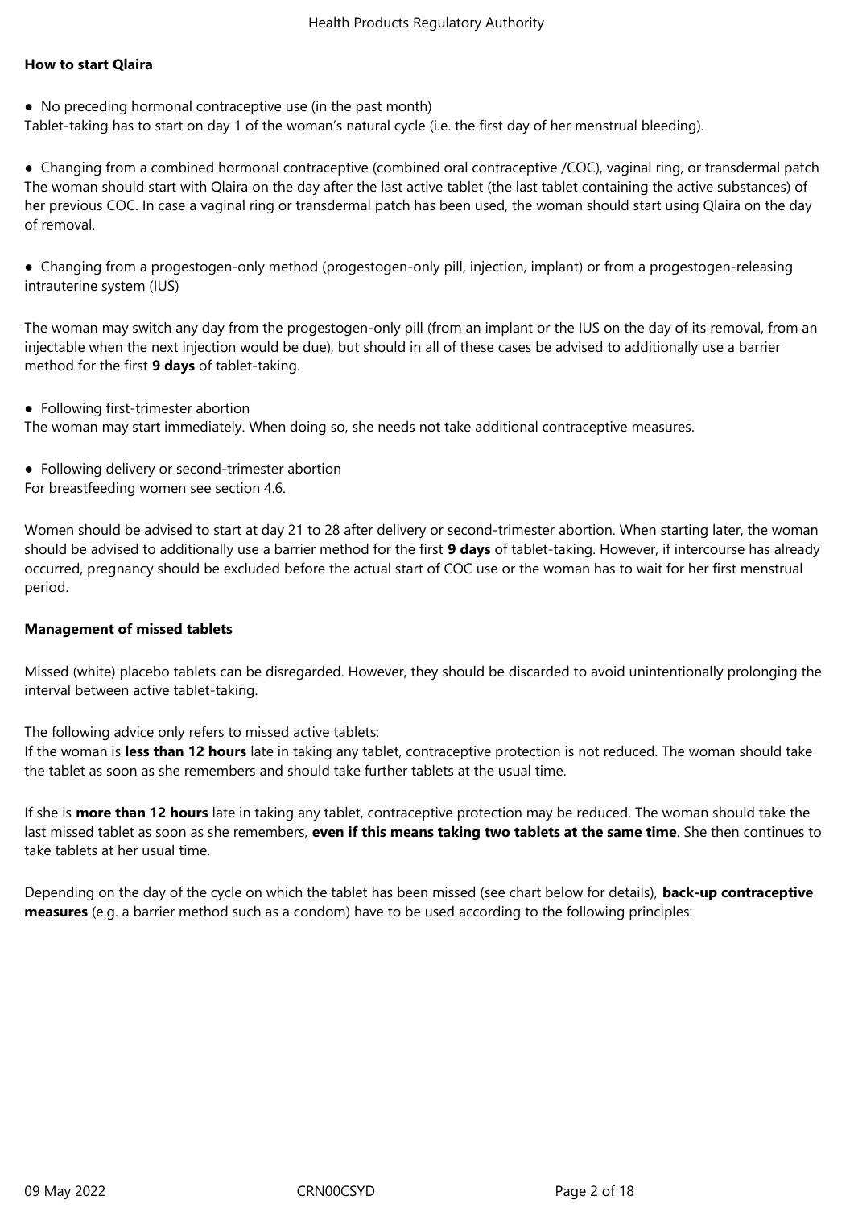**How to start Qlaira**

- No preceding hormonal contraceptive use (in the past month)

Tablet-taking has to start on day 1 of the woman's natural cycle (i.e. the first day of her menstrual bleeding).

- Changing from a combined hormonal contraceptive (combined oral contraceptive /COC), vaginal ring, or transdermal patch

The woman should start with Qlaira on the day after the last active tablet (the last tablet containing the active substances) of her previous COC. In case a vaginal ring or transdermal patch has been used, the woman should start using Qlaira on the day of removal.

- Changing from a progestogen-only method (progestogen-only pill, injection, implant) or from a progestogen-releasing intrauterine system (IUS)

The woman may switch any day from the progestogen-only pill (from an implant or the IUS on the day of its removal, from an injectable when the next injection would be due), but should in all of these cases be advised to additionally use a barrier method for the first **9 days** of tablet-taking.

- Following first-trimester abortion

The woman may start immediately. When doing so, she needs not take additional contraceptive measures.

- Following delivery or second-trimester abortion

For breastfeeding women see section 4.6.

Women should be advised to start at day 21 to 28 after delivery or second-trimester abortion. When starting later, the woman should be advised to additionally use a barrier method for the first **9 days** of tablet-taking. However, if intercourse has already occurred, pregnancy should be excluded before the actual start of COC use or the woman has to wait for her first menstrual period.

**Management of missed tablets**

Missed (white) placebo tablets can be disregarded. However, they should be discarded to avoid unintentionally prolonging the interval between active tablet-taking.

The following advice only refers to missed active tablets:
If the woman is **less than 12 hours** late in taking any tablet, contraceptive protection is not reduced. The woman should take the tablet as soon as she remembers and should take further tablets at the usual time.

If she is **more than 12 hours** late in taking any tablet, contraceptive protection may be reduced. The woman should take the last missed tablet as soon as she remembers, **even if this means taking two tablets at the same time**. She then continues to take tablets at her usual time.

Depending on the day of the cycle on which the tablet has been missed (see chart below for details), **back-up contraceptive measures** (e.g. a barrier method such as a condom) have to be used according to the following principles: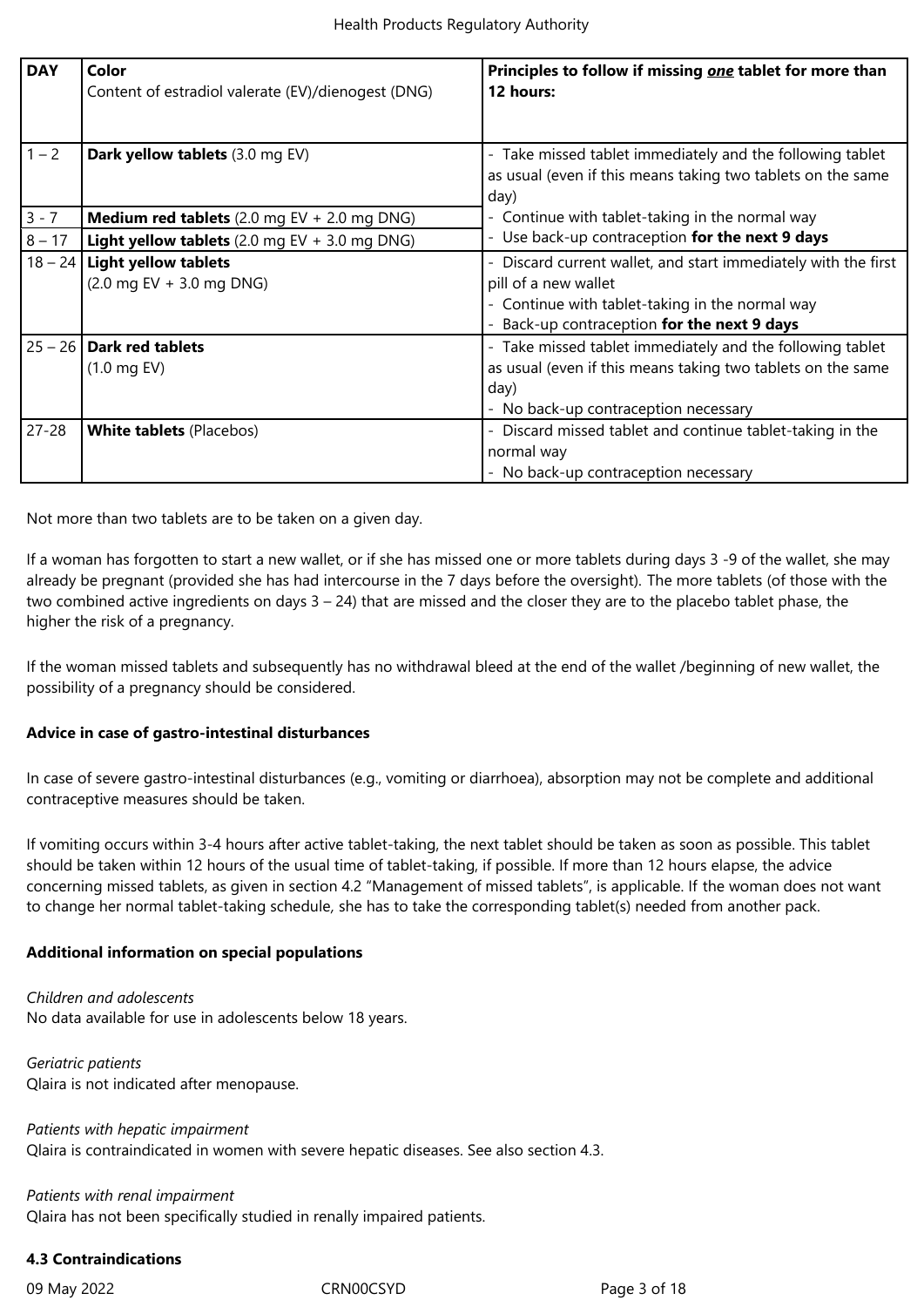| DAY | Color<br>Content of estradiol valerate (EV)/dienogest (DNG) | Principles to follow if missing ***one*** tablet for more than 12 hours: |
|---|---|---|
| 1 – 2 | **Dark yellow tablets** (3.0 mg EV) | - Take missed tablet immediately and the following tablet as usual (even if this means taking two tablets on the same day)<br>- Continue with tablet-taking in the normal way<br>- Use back-up contraception **for the next 9 days** |
| 3 - 7 | **Medium red tablets** (2.0 mg EV + 2.0 mg DNG) | |
| 8 – 17 | **Light yellow tablets** (2.0 mg EV + 3.0 mg DNG) | |
| 18 – 24 | **Light yellow tablets**<br>(2.0 mg EV + 3.0 mg DNG) | - Discard current wallet, and start immediately with the first pill of a new wallet<br>- Continue with tablet-taking in the normal way<br>- Back-up contraception **for the next 9 days** |
| 25 – 26 | **Dark red tablets**<br>(1.0 mg EV) | - Take missed tablet immediately and the following tablet as usual (even if this means taking two tablets on the same day)<br>- No back-up contraception necessary |
| 27-28 | **White tablets** (Placebos) | - Discard missed tablet and continue tablet-taking in the normal way<br>- No back-up contraception necessary |

Not more than two tablets are to be taken on a given day.

If a woman has forgotten to start a new wallet, or if she has missed one or more tablets during days 3 -9 of the wallet, she may already be pregnant (provided she has had intercourse in the 7 days before the oversight). The more tablets (of those with the two combined active ingredients on days 3 – 24) that are missed and the closer they are to the placebo tablet phase, the higher the risk of a pregnancy.

If the woman missed tablets and subsequently has no withdrawal bleed at the end of the wallet /beginning of new wallet, the possibility of a pregnancy should be considered.

**Advice in case of gastro-intestinal disturbances**

In case of severe gastro-intestinal disturbances (e.g., vomiting or diarrhoea), absorption may not be complete and additional contraceptive measures should be taken.

If vomiting occurs within 3-4 hours after active tablet-taking, the next tablet should be taken as soon as possible. This tablet should be taken within 12 hours of the usual time of tablet-taking, if possible. If more than 12 hours elapse, the advice concerning missed tablets, as given in section 4.2 "Management of missed tablets", is applicable. If the woman does not want to change her normal tablet-taking schedule, she has to take the corresponding tablet(s) needed from another pack.

**Additional information on special populations**

*Children and adolescents*
No data available for use in adolescents below 18 years.

*Geriatric patients*
Qlaira is not indicated after menopause.

*Patients with hepatic impairment*
Qlaira is contraindicated in women with severe hepatic diseases. See also section 4.3.

*Patients with renal impairment*
Qlaira has not been specifically studied in renally impaired patients.

**4.3 Contraindications**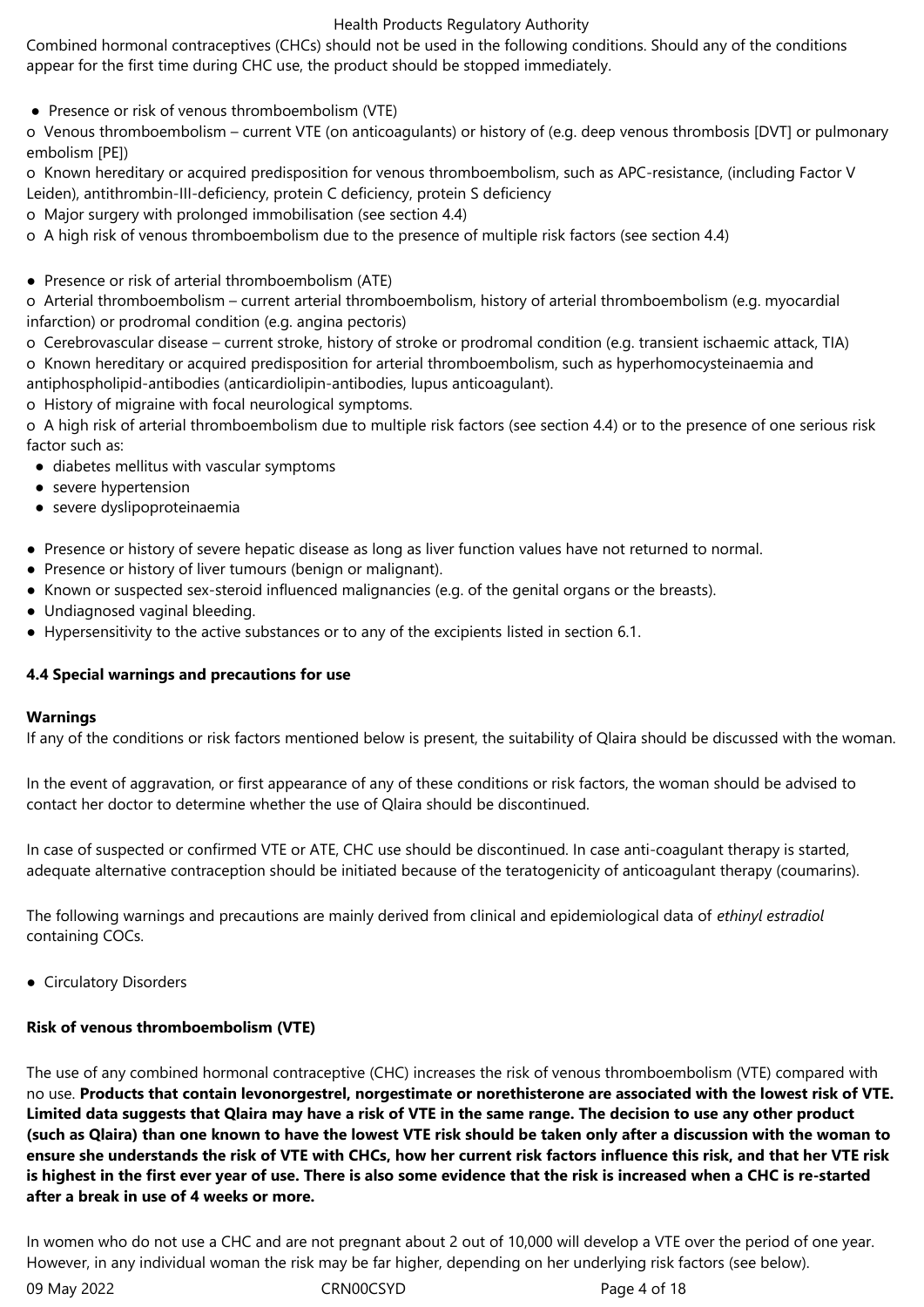Combined hormonal contraceptives (CHCs) should not be used in the following conditions. Should any of the conditions appear for the first time during CHC use, the product should be stopped immediately.

- Presence or risk of venous thromboembolism (VTE)

o Venous thromboembolism – current VTE (on anticoagulants) or history of (e.g. deep venous thrombosis [DVT] or pulmonary embolism [PE])

o Known hereditary or acquired predisposition for venous thromboembolism, such as APC-resistance, (including Factor V Leiden), antithrombin-III-deficiency, protein C deficiency, protein S deficiency

o Major surgery with prolonged immobilisation (see section 4.4)

o A high risk of venous thromboembolism due to the presence of multiple risk factors (see section 4.4)

- Presence or risk of arterial thromboembolism (ATE)

o Arterial thromboembolism – current arterial thromboembolism, history of arterial thromboembolism (e.g. myocardial infarction) or prodromal condition (e.g. angina pectoris)

o Cerebrovascular disease – current stroke, history of stroke or prodromal condition (e.g. transient ischaemic attack, TIA)

o Known hereditary or acquired predisposition for arterial thromboembolism, such as hyperhomocysteinaemia and antiphospholipid-antibodies (anticardiolipin-antibodies, lupus anticoagulant).

o History of migraine with focal neurological symptoms.

o A high risk of arterial thromboembolism due to multiple risk factors (see section 4.4) or to the presence of one serious risk factor such as:

- diabetes mellitus with vascular symptoms
- severe hypertension
- severe dyslipoproteinaemia

- Presence or history of severe hepatic disease as long as liver function values have not returned to normal.
- Presence or history of liver tumours (benign or malignant).
- Known or suspected sex-steroid influenced malignancies (e.g. of the genital organs or the breasts).
- Undiagnosed vaginal bleeding.
- Hypersensitivity to the active substances or to any of the excipients listed in section 6.1.

### 4.4 Special warnings and precautions for use

**Warnings**

If any of the conditions or risk factors mentioned below is present, the suitability of Qlaira should be discussed with the woman.

In the event of aggravation, or first appearance of any of these conditions or risk factors, the woman should be advised to contact her doctor to determine whether the use of Qlaira should be discontinued.

In case of suspected or confirmed VTE or ATE, CHC use should be discontinued. In case anti-coagulant therapy is started, adequate alternative contraception should be initiated because of the teratogenicity of anticoagulant therapy (coumarins).

The following warnings and precautions are mainly derived from clinical and epidemiological data of *ethinyl estradiol* containing COCs.

- Circulatory Disorders

**Risk of venous thromboembolism (VTE)**

The use of any combined hormonal contraceptive (CHC) increases the risk of venous thromboembolism (VTE) compared with no use. **Products that contain levonorgestrel, norgestimate or norethisterone are associated with the lowest risk of VTE. Limited data suggests that Qlaira may have a risk of VTE in the same range. The decision to use any other product (such as Qlaira) than one known to have the lowest VTE risk should be taken only after a discussion with the woman to ensure she understands the risk of VTE with CHCs, how her current risk factors influence this risk, and that her VTE risk is highest in the first ever year of use. There is also some evidence that the risk is increased when a CHC is re-started after a break in use of 4 weeks or more.**

In women who do not use a CHC and are not pregnant about 2 out of 10,000 will develop a VTE over the period of one year. However, in any individual woman the risk may be far higher, depending on her underlying risk factors (see below).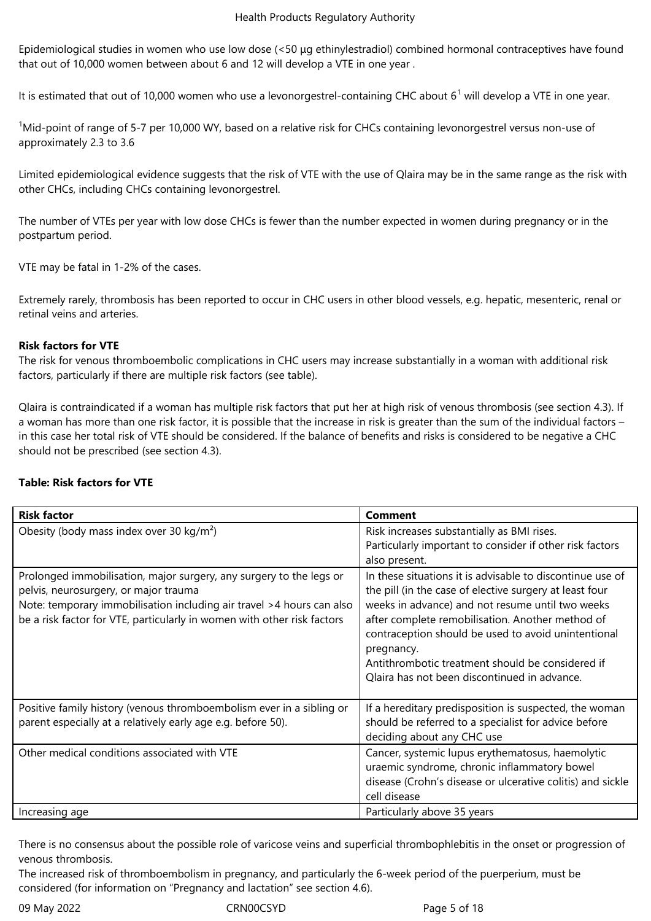Epidemiological studies in women who use low dose (<50 µg ethinylestradiol) combined hormonal contraceptives have found that out of 10,000 women between about 6 and 12 will develop a VTE in one year .

It is estimated that out of 10,000 women who use a levonorgestrel-containing CHC about 6[1] will develop a VTE in one year.

[1]Mid-point of range of 5-7 per 10,000 WY, based on a relative risk for CHCs containing levonorgestrel versus non-use of approximately 2.3 to 3.6

Limited epidemiological evidence suggests that the risk of VTE with the use of Qlaira may be in the same range as the risk with other CHCs, including CHCs containing levonorgestrel.

The number of VTEs per year with low dose CHCs is fewer than the number expected in women during pregnancy or in the postpartum period.

VTE may be fatal in 1-2% of the cases.

Extremely rarely, thrombosis has been reported to occur in CHC users in other blood vessels, e.g. hepatic, mesenteric, renal or retinal veins and arteries.

**Risk factors for VTE**
The risk for venous thromboembolic complications in CHC users may increase substantially in a woman with additional risk factors, particularly if there are multiple risk factors (see table).

Qlaira is contraindicated if a woman has multiple risk factors that put her at high risk of venous thrombosis (see section 4.3). If a woman has more than one risk factor, it is possible that the increase in risk is greater than the sum of the individual factors – in this case her total risk of VTE should be considered. If the balance of benefits and risks is considered to be negative a CHC should not be prescribed (see section 4.3).

**Table: Risk factors for VTE**

| **Risk factor** | **Comment** |
|---|---|
| Obesity (body mass index over 30 kg/m²) | Risk increases substantially as BMI rises. Particularly important to consider if other risk factors also present. |
| Prolonged immobilisation, major surgery, any surgery to the legs or pelvis, neurosurgery, or major trauma<br>Note: temporary immobilisation including air travel >4 hours can also be a risk factor for VTE, particularly in women with other risk factors | In these situations it is advisable to discontinue use of the pill (in the case of elective surgery at least four weeks in advance) and not resume until two weeks after complete remobilisation. Another method of contraception should be used to avoid unintentional pregnancy.<br>Antithrombotic treatment should be considered if Qlaira has not been discontinued in advance. |
| Positive family history (venous thromboembolism ever in a sibling or parent especially at a relatively early age e.g. before 50). | If a hereditary predisposition is suspected, the woman should be referred to a specialist for advice before deciding about any CHC use |
| Other medical conditions associated with VTE | Cancer, systemic lupus erythematosus, haemolytic uraemic syndrome, chronic inflammatory bowel disease (Crohn's disease or ulcerative colitis) and sickle cell disease |
| Increasing age | Particularly above 35 years |

There is no consensus about the possible role of varicose veins and superficial thrombophlebitis in the onset or progression of venous thrombosis.
The increased risk of thromboembolism in pregnancy, and particularly the 6-week period of the puerperium, must be considered (for information on "Pregnancy and lactation" see section 4.6).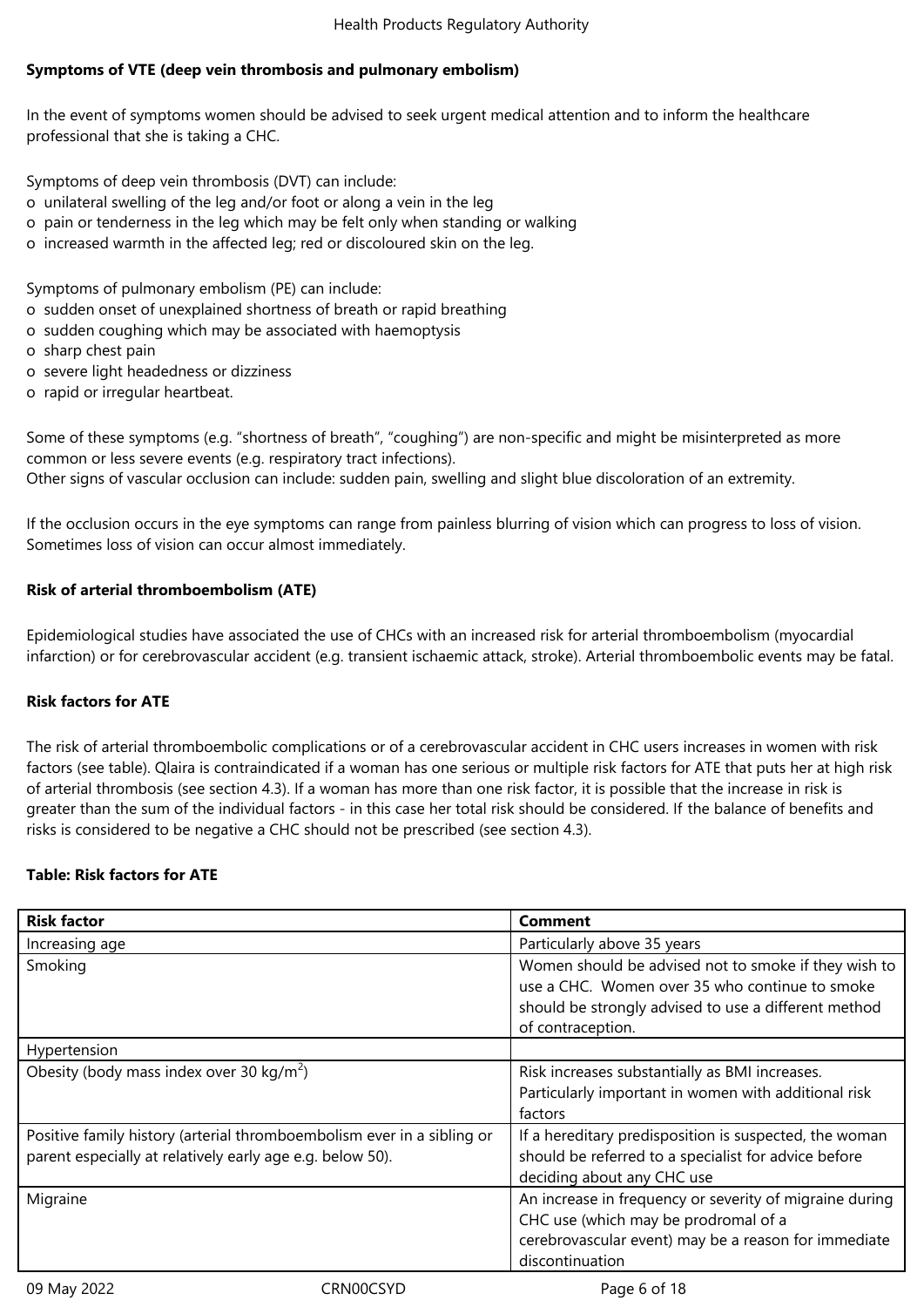**Symptoms of VTE (deep vein thrombosis and pulmonary embolism)**

In the event of symptoms women should be advised to seek urgent medical attention and to inform the healthcare professional that she is taking a CHC.

Symptoms of deep vein thrombosis (DVT) can include:
- o unilateral swelling of the leg and/or foot or along a vein in the leg
- o pain or tenderness in the leg which may be felt only when standing or walking
- o increased warmth in the affected leg; red or discoloured skin on the leg.

Symptoms of pulmonary embolism (PE) can include:
- o sudden onset of unexplained shortness of breath or rapid breathing
- o sudden coughing which may be associated with haemoptysis
- o sharp chest pain
- o severe light headedness or dizziness
- o rapid or irregular heartbeat.

Some of these symptoms (e.g. "shortness of breath", "coughing") are non-specific and might be misinterpreted as more common or less severe events (e.g. respiratory tract infections).
Other signs of vascular occlusion can include: sudden pain, swelling and slight blue discoloration of an extremity.

If the occlusion occurs in the eye symptoms can range from painless blurring of vision which can progress to loss of vision. Sometimes loss of vision can occur almost immediately.

**Risk of arterial thromboembolism (ATE)**

Epidemiological studies have associated the use of CHCs with an increased risk for arterial thromboembolism (myocardial infarction) or for cerebrovascular accident (e.g. transient ischaemic attack, stroke). Arterial thromboembolic events may be fatal.

**Risk factors for ATE**

The risk of arterial thromboembolic complications or of a cerebrovascular accident in CHC users increases in women with risk factors (see table). Qlaira is contraindicated if a woman has one serious or multiple risk factors for ATE that puts her at high risk of arterial thrombosis (see section 4.3). If a woman has more than one risk factor, it is possible that the increase in risk is greater than the sum of the individual factors - in this case her total risk should be considered. If the balance of benefits and risks is considered to be negative a CHC should not be prescribed (see section 4.3).

**Table: Risk factors for ATE**

| Risk factor | Comment |
| --- | --- |
| Increasing age | Particularly above 35 years |
| Smoking | Women should be advised not to smoke if they wish to use a CHC. Women over 35 who continue to smoke should be strongly advised to use a different method of contraception. |
| Hypertension | |
| Obesity (body mass index over 30 kg/m$^2$) | Risk increases substantially as BMI increases. Particularly important in women with additional risk factors |
| Positive family history (arterial thromboembolism ever in a sibling or parent especially at relatively early age e.g. below 50). | If a hereditary predisposition is suspected, the woman should be referred to a specialist for advice before deciding about any CHC use |
| Migraine | An increase in frequency or severity of migraine during CHC use (which may be prodromal of a cerebrovascular event) may be a reason for immediate discontinuation |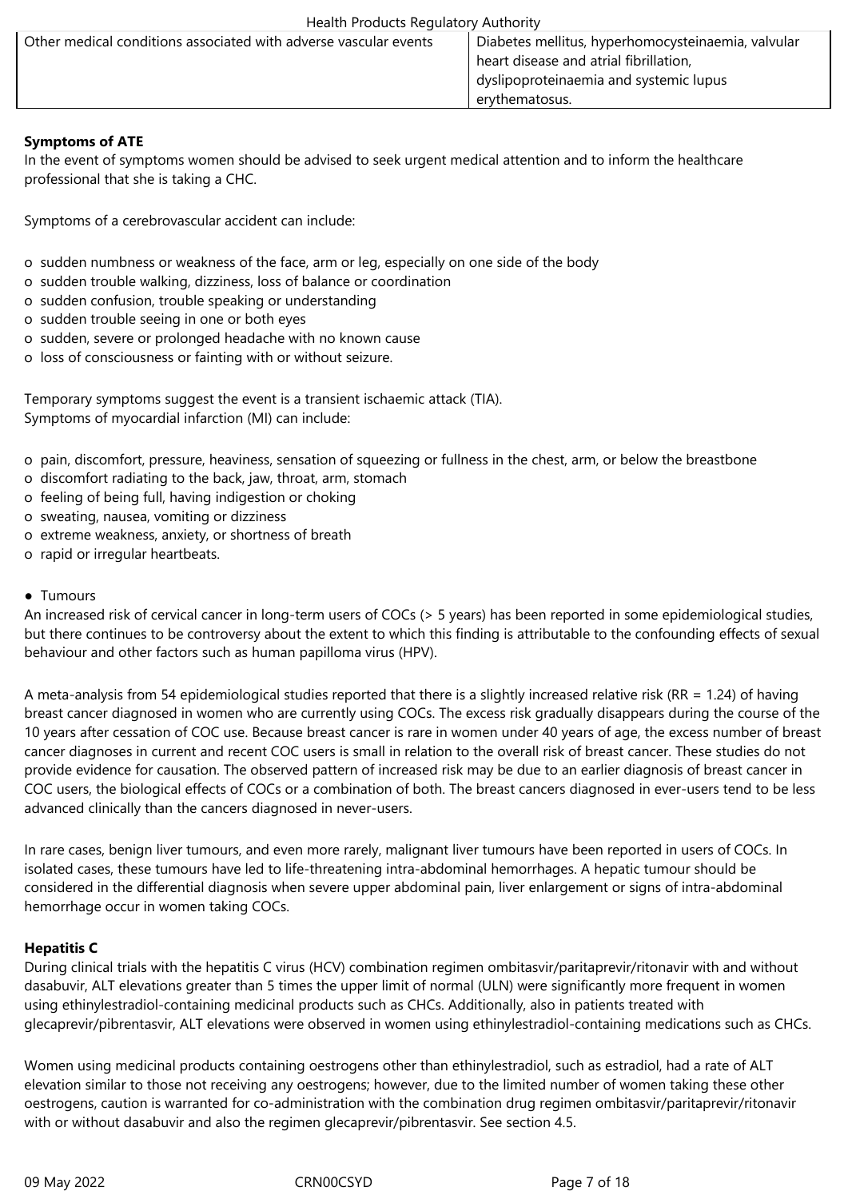| Other medical conditions associated with adverse vascular events | Diabetes mellitus, hyperhomocysteinaemia, valvular heart disease and atrial fibrillation, dyslipoproteinaemia and systemic lupus erythematosus. |
|---|---|

**Symptoms of ATE**

In the event of symptoms women should be advised to seek urgent medical attention and to inform the healthcare professional that she is taking a CHC.

Symptoms of a cerebrovascular accident can include:

- sudden numbness or weakness of the face, arm or leg, especially on one side of the body
- sudden trouble walking, dizziness, loss of balance or coordination
- sudden confusion, trouble speaking or understanding
- sudden trouble seeing in one or both eyes
- sudden, severe or prolonged headache with no known cause
- loss of consciousness or fainting with or without seizure.

Temporary symptoms suggest the event is a transient ischaemic attack (TIA).
Symptoms of myocardial infarction (MI) can include:

- pain, discomfort, pressure, heaviness, sensation of squeezing or fullness in the chest, arm, or below the breastbone
- discomfort radiating to the back, jaw, throat, arm, stomach
- feeling of being full, having indigestion or choking
- sweating, nausea, vomiting or dizziness
- extreme weakness, anxiety, or shortness of breath
- rapid or irregular heartbeats.

- Tumours

An increased risk of cervical cancer in long-term users of COCs (> 5 years) has been reported in some epidemiological studies, but there continues to be controversy about the extent to which this finding is attributable to the confounding effects of sexual behaviour and other factors such as human papilloma virus (HPV).

A meta-analysis from 54 epidemiological studies reported that there is a slightly increased relative risk (RR = 1.24) of having breast cancer diagnosed in women who are currently using COCs. The excess risk gradually disappears during the course of the 10 years after cessation of COC use. Because breast cancer is rare in women under 40 years of age, the excess number of breast cancer diagnoses in current and recent COC users is small in relation to the overall risk of breast cancer. These studies do not provide evidence for causation. The observed pattern of increased risk may be due to an earlier diagnosis of breast cancer in COC users, the biological effects of COCs or a combination of both. The breast cancers diagnosed in ever-users tend to be less advanced clinically than the cancers diagnosed in never-users.

In rare cases, benign liver tumours, and even more rarely, malignant liver tumours have been reported in users of COCs. In isolated cases, these tumours have led to life-threatening intra-abdominal hemorrhages. A hepatic tumour should be considered in the differential diagnosis when severe upper abdominal pain, liver enlargement or signs of intra-abdominal hemorrhage occur in women taking COCs.

**Hepatitis C**

During clinical trials with the hepatitis C virus (HCV) combination regimen ombitasvir/paritaprevir/ritonavir with and without dasabuvir, ALT elevations greater than 5 times the upper limit of normal (ULN) were significantly more frequent in women using ethinylestradiol-containing medicinal products such as CHCs. Additionally, also in patients treated with glecaprevir/pibrentasvir, ALT elevations were observed in women using ethinylestradiol-containing medications such as CHCs.

Women using medicinal products containing oestrogens other than ethinylestradiol, such as estradiol, had a rate of ALT elevation similar to those not receiving any oestrogens; however, due to the limited number of women taking these other oestrogens, caution is warranted for co-administration with the combination drug regimen ombitasvir/paritaprevir/ritonavir with or without dasabuvir and also the regimen glecaprevir/pibrentasvir. See section 4.5.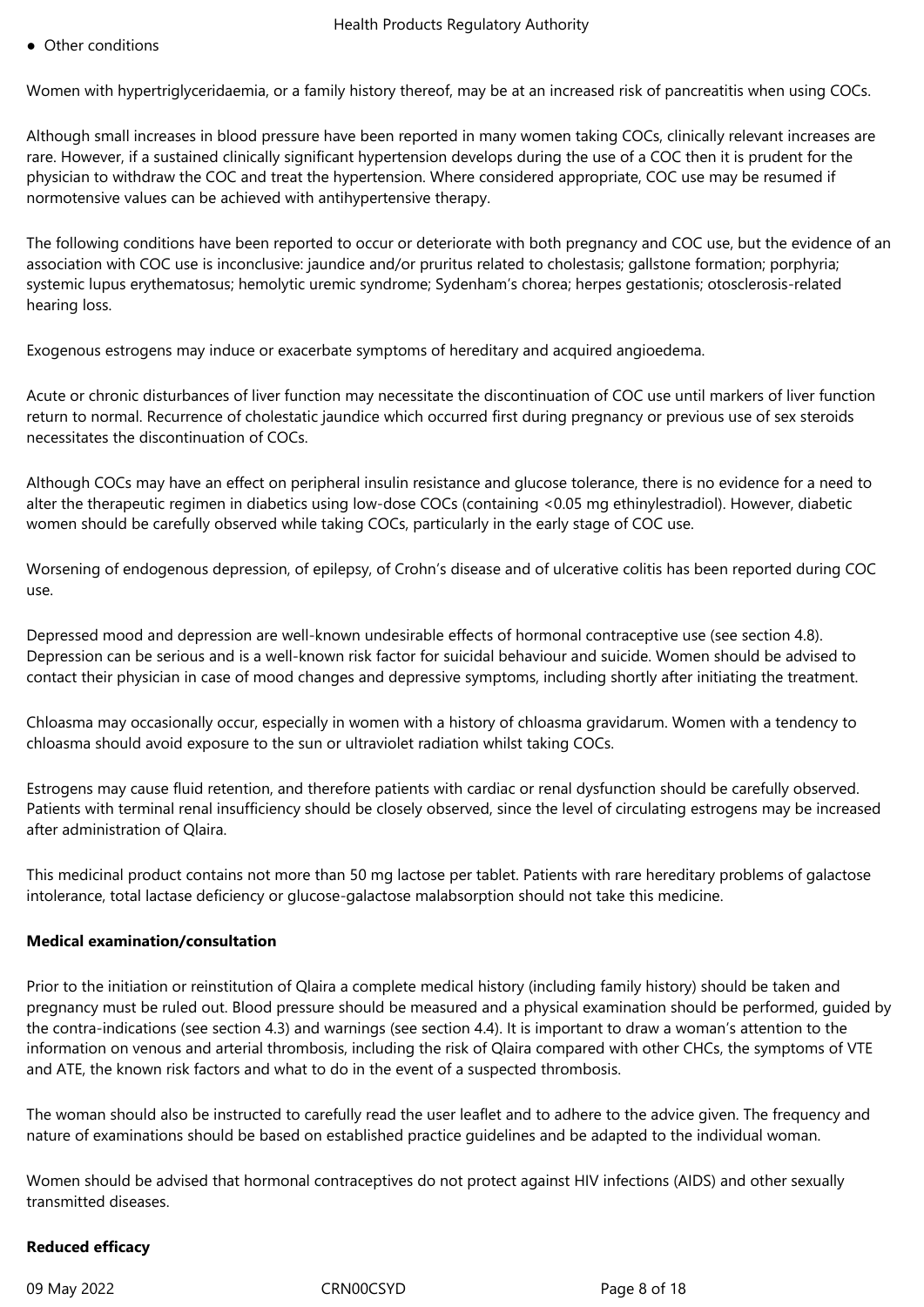- Other conditions

Women with hypertriglyceridaemia, or a family history thereof, may be at an increased risk of pancreatitis when using COCs.

Although small increases in blood pressure have been reported in many women taking COCs, clinically relevant increases are rare. However, if a sustained clinically significant hypertension develops during the use of a COC then it is prudent for the physician to withdraw the COC and treat the hypertension. Where considered appropriate, COC use may be resumed if normotensive values can be achieved with antihypertensive therapy.

The following conditions have been reported to occur or deteriorate with both pregnancy and COC use, but the evidence of an association with COC use is inconclusive: jaundice and/or pruritus related to cholestasis; gallstone formation; porphyria; systemic lupus erythematosus; hemolytic uremic syndrome; Sydenham's chorea; herpes gestationis; otosclerosis-related hearing loss.

Exogenous estrogens may induce or exacerbate symptoms of hereditary and acquired angioedema.

Acute or chronic disturbances of liver function may necessitate the discontinuation of COC use until markers of liver function return to normal. Recurrence of cholestatic jaundice which occurred first during pregnancy or previous use of sex steroids necessitates the discontinuation of COCs.

Although COCs may have an effect on peripheral insulin resistance and glucose tolerance, there is no evidence for a need to alter the therapeutic regimen in diabetics using low-dose COCs (containing <0.05 mg ethinylestradiol). However, diabetic women should be carefully observed while taking COCs, particularly in the early stage of COC use.

Worsening of endogenous depression, of epilepsy, of Crohn's disease and of ulcerative colitis has been reported during COC use.

Depressed mood and depression are well-known undesirable effects of hormonal contraceptive use (see section 4.8). Depression can be serious and is a well-known risk factor for suicidal behaviour and suicide. Women should be advised to contact their physician in case of mood changes and depressive symptoms, including shortly after initiating the treatment.

Chloasma may occasionally occur, especially in women with a history of chloasma gravidarum. Women with a tendency to chloasma should avoid exposure to the sun or ultraviolet radiation whilst taking COCs.

Estrogens may cause fluid retention, and therefore patients with cardiac or renal dysfunction should be carefully observed. Patients with terminal renal insufficiency should be closely observed, since the level of circulating estrogens may be increased after administration of Qlaira.

This medicinal product contains not more than 50 mg lactose per tablet. Patients with rare hereditary problems of galactose intolerance, total lactase deficiency or glucose-galactose malabsorption should not take this medicine.

**Medical examination/consultation**

Prior to the initiation or reinstitution of Qlaira a complete medical history (including family history) should be taken and pregnancy must be ruled out. Blood pressure should be measured and a physical examination should be performed, guided by the contra-indications (see section 4.3) and warnings (see section 4.4). It is important to draw a woman's attention to the information on venous and arterial thrombosis, including the risk of Qlaira compared with other CHCs, the symptoms of VTE and ATE, the known risk factors and what to do in the event of a suspected thrombosis.

The woman should also be instructed to carefully read the user leaflet and to adhere to the advice given. The frequency and nature of examinations should be based on established practice guidelines and be adapted to the individual woman.

Women should be advised that hormonal contraceptives do not protect against HIV infections (AIDS) and other sexually transmitted diseases.

**Reduced efficacy**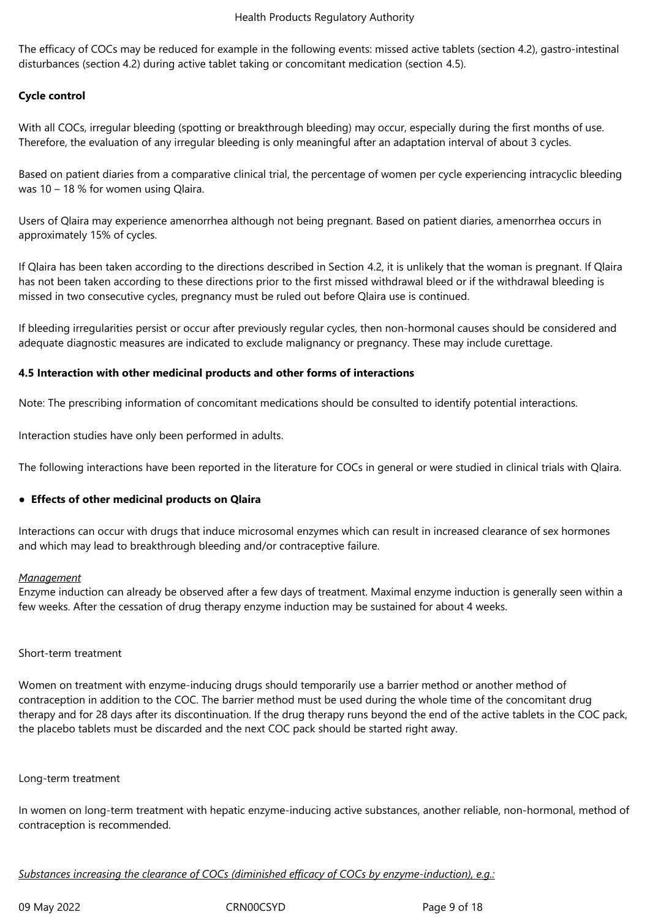The efficacy of COCs may be reduced for example in the following events: missed active tablets (section 4.2), gastro-intestinal disturbances (section 4.2) during active tablet taking or concomitant medication (section 4.5).

**Cycle control**

With all COCs, irregular bleeding (spotting or breakthrough bleeding) may occur, especially during the first months of use. Therefore, the evaluation of any irregular bleeding is only meaningful after an adaptation interval of about 3 cycles.

Based on patient diaries from a comparative clinical trial, the percentage of women per cycle experiencing intracyclic bleeding was 10 – 18 % for women using Qlaira.

Users of Qlaira may experience amenorrhea although not being pregnant. Based on patient diaries, amenorrhea occurs in approximately 15% of cycles.

If Qlaira has been taken according to the directions described in Section 4.2, it is unlikely that the woman is pregnant. If Qlaira has not been taken according to these directions prior to the first missed withdrawal bleed or if the withdrawal bleeding is missed in two consecutive cycles, pregnancy must be ruled out before Qlaira use is continued.

If bleeding irregularities persist or occur after previously regular cycles, then non-hormonal causes should be considered and adequate diagnostic measures are indicated to exclude malignancy or pregnancy. These may include curettage.

**4.5 Interaction with other medicinal products and other forms of interactions**

Note: The prescribing information of concomitant medications should be consulted to identify potential interactions.

Interaction studies have only been performed in adults.

The following interactions have been reported in the literature for COCs in general or were studied in clinical trials with Qlaira.

- **Effects of other medicinal products on Qlaira**

Interactions can occur with drugs that induce microsomal enzymes which can result in increased clearance of sex hormones and which may lead to breakthrough bleeding and/or contraceptive failure.

*Management*

Enzyme induction can already be observed after a few days of treatment. Maximal enzyme induction is generally seen within a few weeks. After the cessation of drug therapy enzyme induction may be sustained for about 4 weeks.

Short-term treatment

Women on treatment with enzyme-inducing drugs should temporarily use a barrier method or another method of contraception in addition to the COC. The barrier method must be used during the whole time of the concomitant drug therapy and for 28 days after its discontinuation. If the drug therapy runs beyond the end of the active tablets in the COC pack, the placebo tablets must be discarded and the next COC pack should be started right away.

Long-term treatment

In women on long-term treatment with hepatic enzyme-inducing active substances, another reliable, non-hormonal, method of contraception is recommended.

*Substances increasing the clearance of COCs (diminished efficacy of COCs by enzyme-induction), e.g.:*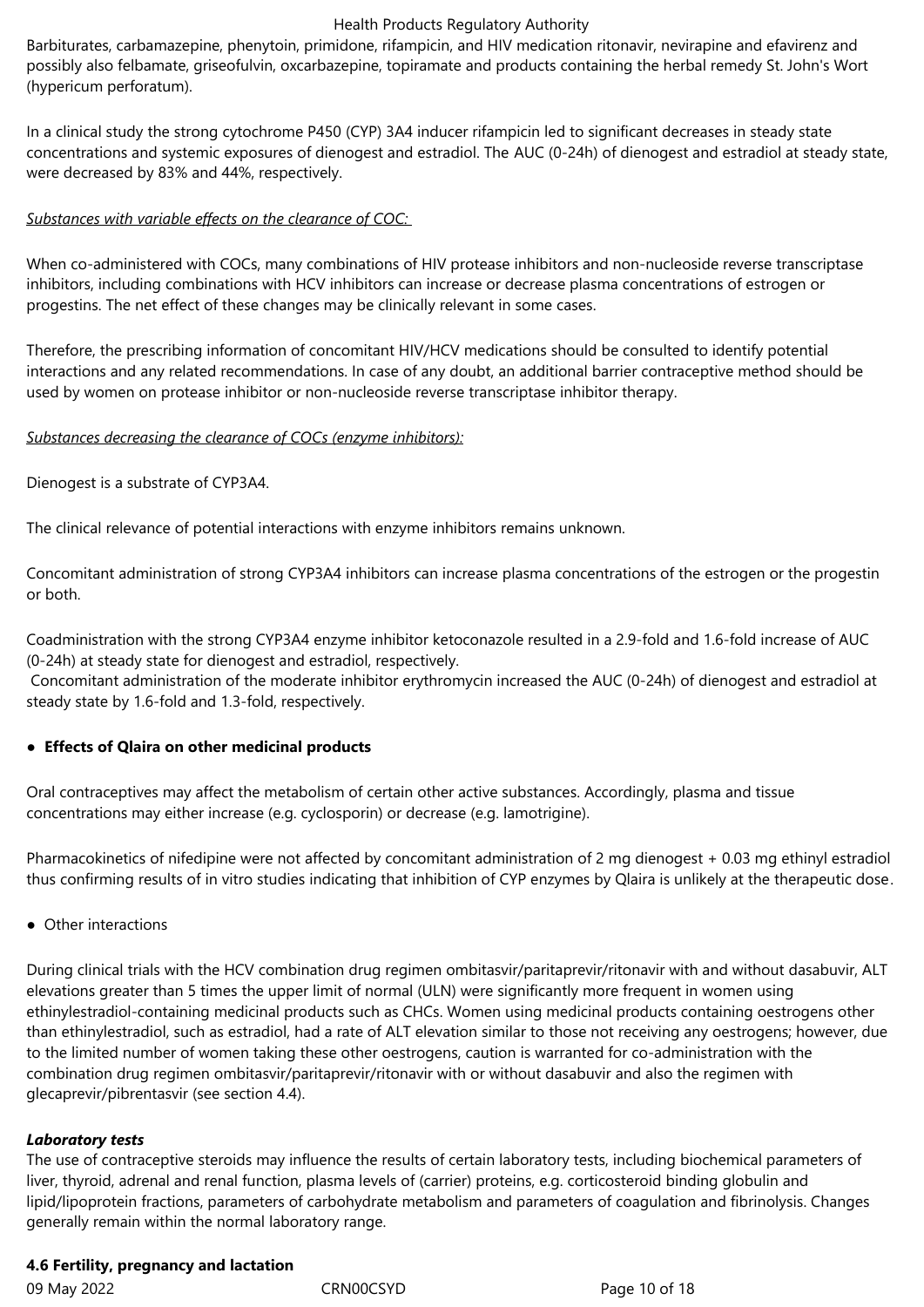Barbiturates, carbamazepine, phenytoin, primidone, rifampicin, and HIV medication ritonavir, nevirapine and efavirenz and possibly also felbamate, griseofulvin, oxcarbazepine, topiramate and products containing the herbal remedy St. John's Wort (hypericum perforatum).

In a clinical study the strong cytochrome P450 (CYP) 3A4 inducer rifampicin led to significant decreases in steady state concentrations and systemic exposures of dienogest and estradiol. The AUC (0-24h) of dienogest and estradiol at steady state, were decreased by 83% and 44%, respectively.

*Substances with variable effects on the clearance of COC:*

When co-administered with COCs, many combinations of HIV protease inhibitors and non-nucleoside reverse transcriptase inhibitors, including combinations with HCV inhibitors can increase or decrease plasma concentrations of estrogen or progestins. The net effect of these changes may be clinically relevant in some cases.

Therefore, the prescribing information of concomitant HIV/HCV medications should be consulted to identify potential interactions and any related recommendations. In case of any doubt, an additional barrier contraceptive method should be used by women on protease inhibitor or non-nucleoside reverse transcriptase inhibitor therapy.

*Substances decreasing the clearance of COCs (enzyme inhibitors):*

Dienogest is a substrate of CYP3A4.

The clinical relevance of potential interactions with enzyme inhibitors remains unknown.

Concomitant administration of strong CYP3A4 inhibitors can increase plasma concentrations of the estrogen or the progestin or both.

Coadministration with the strong CYP3A4 enzyme inhibitor ketoconazole resulted in a 2.9-fold and 1.6-fold increase of AUC (0-24h) at steady state for dienogest and estradiol, respectively.
Concomitant administration of the moderate inhibitor erythromycin increased the AUC (0-24h) of dienogest and estradiol at steady state by 1.6-fold and 1.3-fold, respectively.

- **Effects of Qlaira on other medicinal products**

Oral contraceptives may affect the metabolism of certain other active substances. Accordingly, plasma and tissue concentrations may either increase (e.g. cyclosporin) or decrease (e.g. lamotrigine).

Pharmacokinetics of nifedipine were not affected by concomitant administration of 2 mg dienogest + 0.03 mg ethinyl estradiol thus confirming results of in vitro studies indicating that inhibition of CYP enzymes by Qlaira is unlikely at the therapeutic dose.

- Other interactions

During clinical trials with the HCV combination drug regimen ombitasvir/paritaprevir/ritonavir with and without dasabuvir, ALT elevations greater than 5 times the upper limit of normal (ULN) were significantly more frequent in women using ethinylestradiol-containing medicinal products such as CHCs. Women using medicinal products containing oestrogens other than ethinylestradiol, such as estradiol, had a rate of ALT elevation similar to those not receiving any oestrogens; however, due to the limited number of women taking these other oestrogens, caution is warranted for co-administration with the combination drug regimen ombitasvir/paritaprevir/ritonavir with or without dasabuvir and also the regimen with glecaprevir/pibrentasvir (see section 4.4).

***Laboratory tests***

The use of contraceptive steroids may influence the results of certain laboratory tests, including biochemical parameters of liver, thyroid, adrenal and renal function, plasma levels of (carrier) proteins, e.g. corticosteroid binding globulin and lipid/lipoprotein fractions, parameters of carbohydrate metabolism and parameters of coagulation and fibrinolysis. Changes generally remain within the normal laboratory range.

## 4.6 Fertility, pregnancy and lactation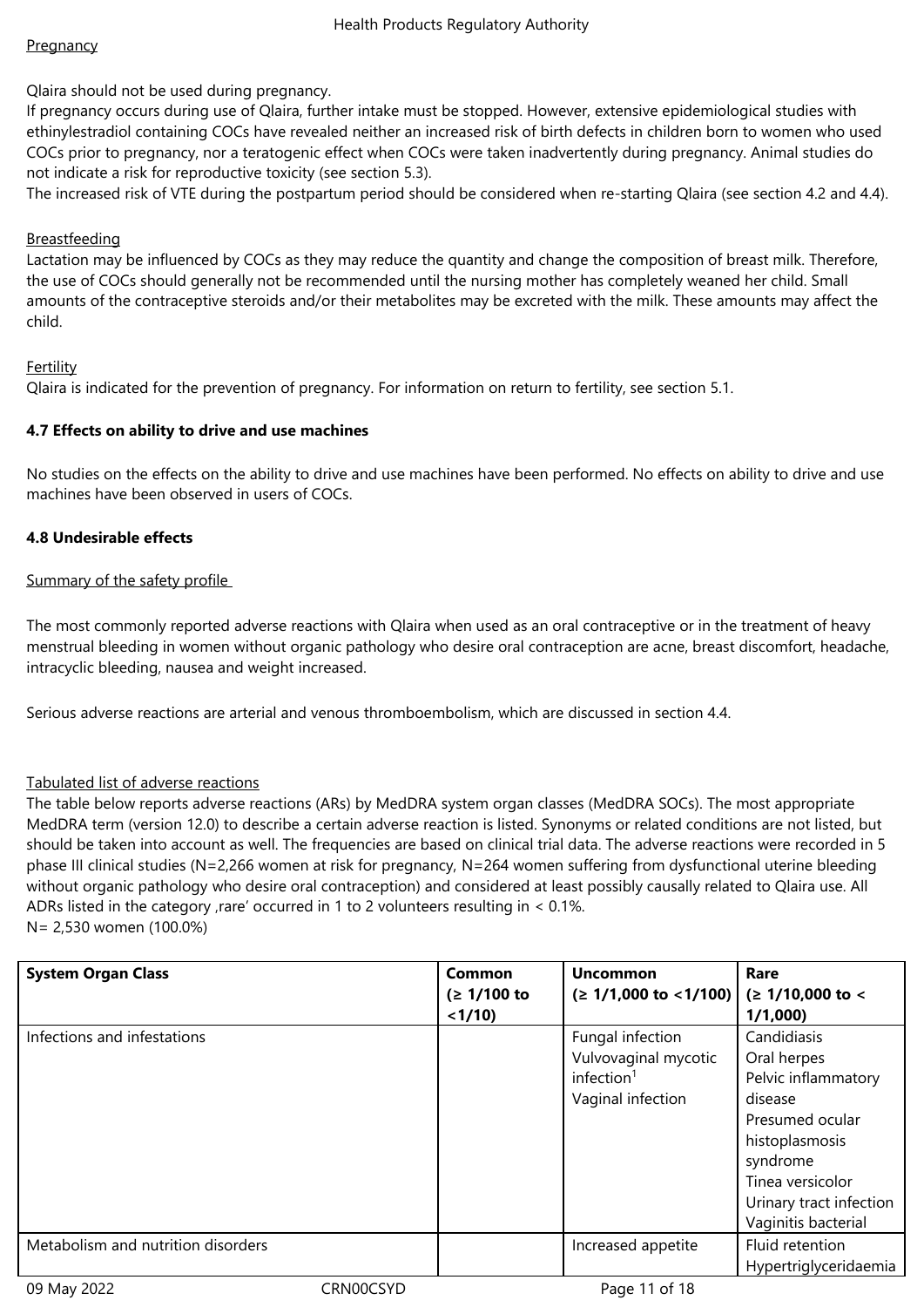Pregnancy

Qlaira should not be used during pregnancy.
If pregnancy occurs during use of Qlaira, further intake must be stopped. However, extensive epidemiological studies with ethinylestradiol containing COCs have revealed neither an increased risk of birth defects in children born to women who used COCs prior to pregnancy, nor a teratogenic effect when COCs were taken inadvertently during pregnancy. Animal studies do not indicate a risk for reproductive toxicity (see section 5.3).
The increased risk of VTE during the postpartum period should be considered when re-starting Qlaira (see section 4.2 and 4.4).

Breastfeeding
Lactation may be influenced by COCs as they may reduce the quantity and change the composition of breast milk. Therefore, the use of COCs should generally not be recommended until the nursing mother has completely weaned her child. Small amounts of the contraceptive steroids and/or their metabolites may be excreted with the milk. These amounts may affect the child.

Fertility
Qlaira is indicated for the prevention of pregnancy. For information on return to fertility, see section 5.1.

**4.7 Effects on ability to drive and use machines**

No studies on the effects on the ability to drive and use machines have been performed. No effects on ability to drive and use machines have been observed in users of COCs.

**4.8 Undesirable effects**

Summary of the safety profile

The most commonly reported adverse reactions with Qlaira when used as an oral contraceptive or in the treatment of heavy menstrual bleeding in women without organic pathology who desire oral contraception are acne, breast discomfort, headache, intracyclic bleeding, nausea and weight increased.

Serious adverse reactions are arterial and venous thromboembolism, which are discussed in section 4.4.

Tabulated list of adverse reactions
The table below reports adverse reactions (ARs) by MedDRA system organ classes (MedDRA SOCs). The most appropriate MedDRA term (version 12.0) to describe a certain adverse reaction is listed. Synonyms or related conditions are not listed, but should be taken into account as well. The frequencies are based on clinical trial data. The adverse reactions were recorded in 5 phase III clinical studies (N=2,266 women at risk for pregnancy, N=264 women suffering from dysfunctional uterine bleeding without organic pathology who desire oral contraception) and considered at least possibly causally related to Qlaira use. All ADRs listed in the category ‚rare' occurred in 1 to 2 volunteers resulting in < 0.1%.
N= 2,530 women (100.0%)

| System Organ Class | Common (≥ 1/100 to <1/10) | Uncommon (≥ 1/1,000 to <1/100) | Rare (≥ 1/10,000 to < 1/1,000) |
|---|---|---|---|
| Infections and infestations | | Fungal infection<br>Vulvovaginal mycotic infection[1]<br>Vaginal infection | Candidiasis<br>Oral herpes<br>Pelvic inflammatory disease<br>Presumed ocular histoplasmosis syndrome<br>Tinea versicolor<br>Urinary tract infection<br>Vaginitis bacterial |
| Metabolism and nutrition disorders | | Increased appetite | Fluid retention<br>Hypertriglyceridaemia |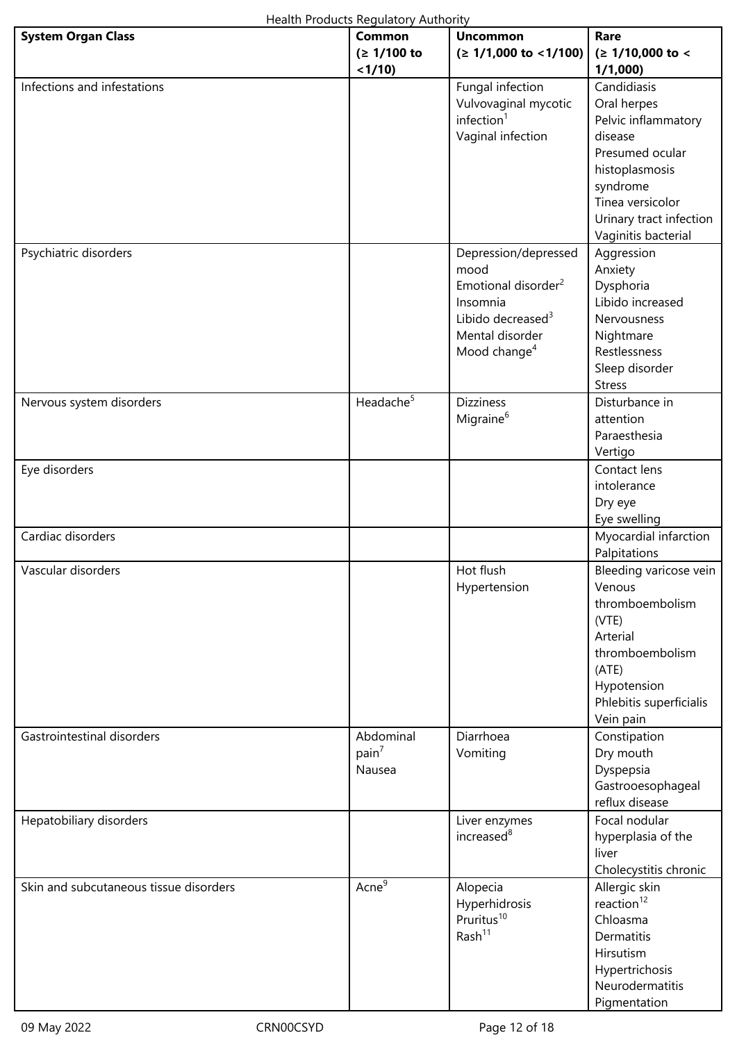| System Organ Class | Common (≥ 1/100 to <1/10) | Uncommon (≥ 1/1,000 to <1/100) | Rare (≥ 1/10,000 to < 1/1,000) |
|---|---|---|---|
| Infections and infestations | | Fungal infection<br>Vulvovaginal mycotic infection[1]<br>Vaginal infection | Candidiasis<br>Oral herpes<br>Pelvic inflammatory disease<br>Presumed ocular histoplasmosis syndrome<br>Tinea versicolor<br>Urinary tract infection<br>Vaginitis bacterial |
| Psychiatric disorders | | Depression/depressed mood<br>Emotional disorder[2]<br>Insomnia<br>Libido decreased[3]<br>Mental disorder<br>Mood change[4] | Aggression<br>Anxiety<br>Dysphoria<br>Libido increased<br>Nervousness<br>Nightmare<br>Restlessness<br>Sleep disorder<br>Stress |
| Nervous system disorders | Headache[5] | Dizziness<br>Migraine[6] | Disturbance in attention<br>Paraesthesia<br>Vertigo |
| Eye disorders | | | Contact lens intolerance<br>Dry eye<br>Eye swelling |
| Cardiac disorders | | | Myocardial infarction<br>Palpitations |
| Vascular disorders | | Hot flush<br>Hypertension | Bleeding varicose vein<br>Venous thromboembolism (VTE)<br>Arterial thromboembolism (ATE)<br>Hypotension<br>Phlebitis superficialis<br>Vein pain |
| Gastrointestinal disorders | Abdominal pain[7]<br>Nausea | Diarrhoea<br>Vomiting | Constipation<br>Dry mouth<br>Dyspepsia<br>Gastrooesophageal reflux disease |
| Hepatobiliary disorders | | Liver enzymes increased[8] | Focal nodular hyperplasia of the liver<br>Cholecystitis chronic |
| Skin and subcutaneous tissue disorders | Acne[9] | Alopecia<br>Hyperhidrosis<br>Pruritus[10]<br>Rash[11] | Allergic skin reaction[12]<br>Chloasma<br>Dermatitis<br>Hirsutism<br>Hypertrichosis<br>Neurodermatitis<br>Pigmentation |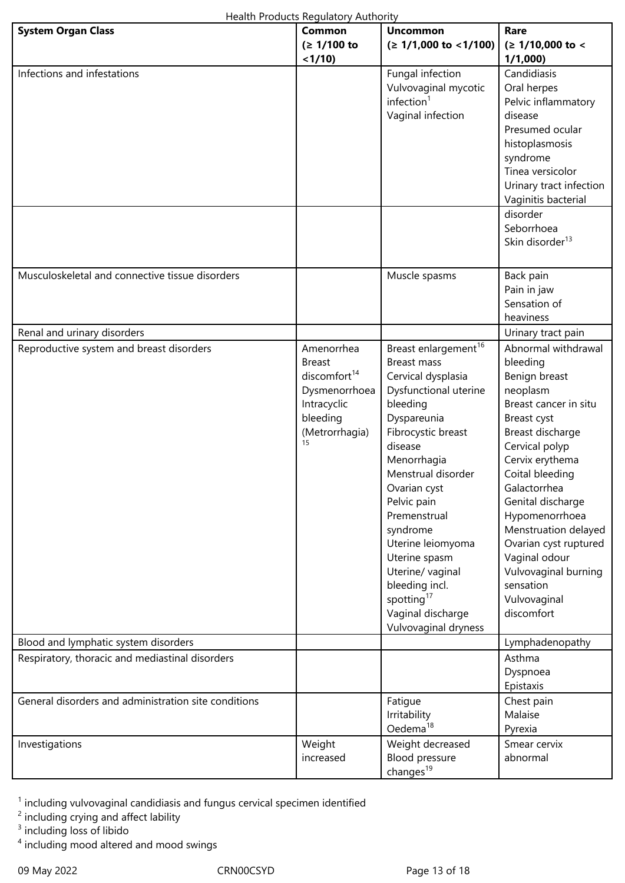| System Organ Class | Common (≥ 1/100 to <1/10) | Uncommon (≥ 1/1,000 to <1/100) | Rare (≥ 1/10,000 to < 1/1,000) |
|---|---|---|---|
| Infections and infestations | | Fungal infection<br>Vulvovaginal mycotic infection[1]<br>Vaginal infection | Candidiasis<br>Oral herpes<br>Pelvic inflammatory disease<br>Presumed ocular histoplasmosis syndrome<br>Tinea versicolor<br>Urinary tract infection<br>Vaginitis bacterial |
| | | | disorder<br>Seborrhoea<br>Skin disorder[13] |
| Musculoskeletal and connective tissue disorders | | Muscle spasms | Back pain<br>Pain in jaw<br>Sensation of heaviness |
| Renal and urinary disorders | | | Urinary tract pain |
| Reproductive system and breast disorders | Amenorrhea<br>Breast discomfort[14]<br>Dysmenorrhoea<br>Intracyclic bleeding (Metrorrhagia)[15] | Breast enlargement[16]<br>Breast mass<br>Cervical dysplasia<br>Dysfunctional uterine bleeding<br>Dyspareunia<br>Fibrocystic breast disease<br>Menorrhagia<br>Menstrual disorder<br>Ovarian cyst<br>Pelvic pain<br>Premenstrual syndrome<br>Uterine leiomyoma<br>Uterine spasm<br>Uterine/ vaginal bleeding incl. spotting[17]<br>Vaginal discharge<br>Vulvovaginal dryness | Abnormal withdrawal bleeding<br>Benign breast neoplasm<br>Breast cancer in situ<br>Breast cyst<br>Breast discharge<br>Cervical polyp<br>Cervix erythema<br>Coital bleeding<br>Galactorrhea<br>Genital discharge<br>Hypomenorrhoea<br>Menstruation delayed<br>Ovarian cyst ruptured<br>Vaginal odour<br>Vulvovaginal burning sensation<br>Vulvovaginal discomfort |
| Blood and lymphatic system disorders | | | Lymphadenopathy |
| Respiratory, thoracic and mediastinal disorders | | | Asthma<br>Dyspnoea<br>Epistaxis |
| General disorders and administration site conditions | | Fatigue<br>Irritability<br>Oedema[18] | Chest pain<br>Malaise<br>Pyrexia |
| Investigations | Weight increased | Weight decreased<br>Blood pressure changes[19] | Smear cervix abnormal |

[1] including vulvovaginal candidiasis and fungus cervical specimen identified
[2] including crying and affect lability
[3] including loss of libido
[4] including mood altered and mood swings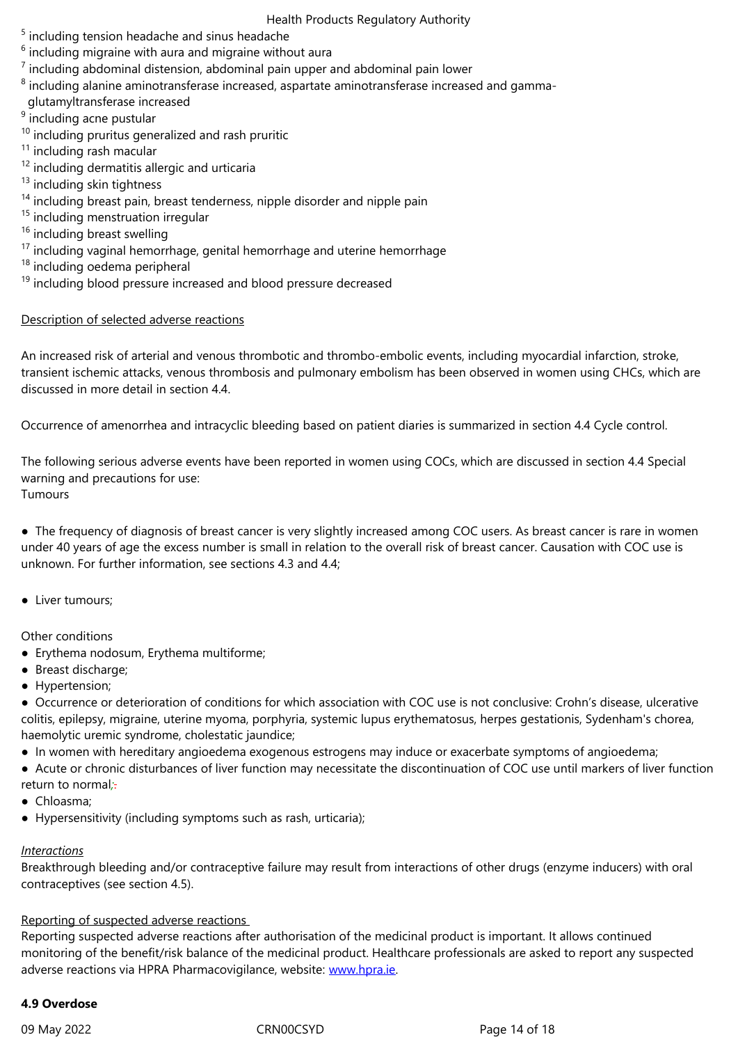[5] including tension headache and sinus headache
[6] including migraine with aura and migraine without aura
[7] including abdominal distension, abdominal pain upper and abdominal pain lower
[8] including alanine aminotransferase increased, aspartate aminotransferase increased and gamma-glutamyltransferase increased
[9] including acne pustular
[10] including pruritus generalized and rash pruritic
[11] including rash macular
[12] including dermatitis allergic and urticaria
[13] including skin tightness
[14] including breast pain, breast tenderness, nipple disorder and nipple pain
[15] including menstruation irregular
[16] including breast swelling
[17] including vaginal hemorrhage, genital hemorrhage and uterine hemorrhage
[18] including oedema peripheral
[19] including blood pressure increased and blood pressure decreased

Description of selected adverse reactions

An increased risk of arterial and venous thrombotic and thrombo-embolic events, including myocardial infarction, stroke, transient ischemic attacks, venous thrombosis and pulmonary embolism has been observed in women using CHCs, which are discussed in more detail in section 4.4.

Occurrence of amenorrhea and intracyclic bleeding based on patient diaries is summarized in section 4.4 Cycle control.

The following serious adverse events have been reported in women using COCs, which are discussed in section 4.4 Special warning and precautions for use:
Tumours

- The frequency of diagnosis of breast cancer is very slightly increased among COC users. As breast cancer is rare in women under 40 years of age the excess number is small in relation to the overall risk of breast cancer. Causation with COC use is unknown. For further information, see sections 4.3 and 4.4;

- Liver tumours;

Other conditions
- Erythema nodosum, Erythema multiforme;
- Breast discharge;
- Hypertension;
- Occurrence or deterioration of conditions for which association with COC use is not conclusive: Crohn's disease, ulcerative colitis, epilepsy, migraine, uterine myoma, porphyria, systemic lupus erythematosus, herpes gestationis, Sydenham's chorea, haemolytic uremic syndrome, cholestatic jaundice;
- In women with hereditary angioedema exogenous estrogens may induce or exacerbate symptoms of angioedema;
- Acute or chronic disturbances of liver function may necessitate the discontinuation of COC use until markers of liver function return to normal;
- Chloasma;
- Hypersensitivity (including symptoms such as rash, urticaria);

*Interactions*
Breakthrough bleeding and/or contraceptive failure may result from interactions of other drugs (enzyme inducers) with oral contraceptives (see section 4.5).

Reporting of suspected adverse reactions
Reporting suspected adverse reactions after authorisation of the medicinal product is important. It allows continued monitoring of the benefit/risk balance of the medicinal product. Healthcare professionals are asked to report any suspected adverse reactions via HPRA Pharmacovigilance, website: www.hpra.ie.

**4.9 Overdose**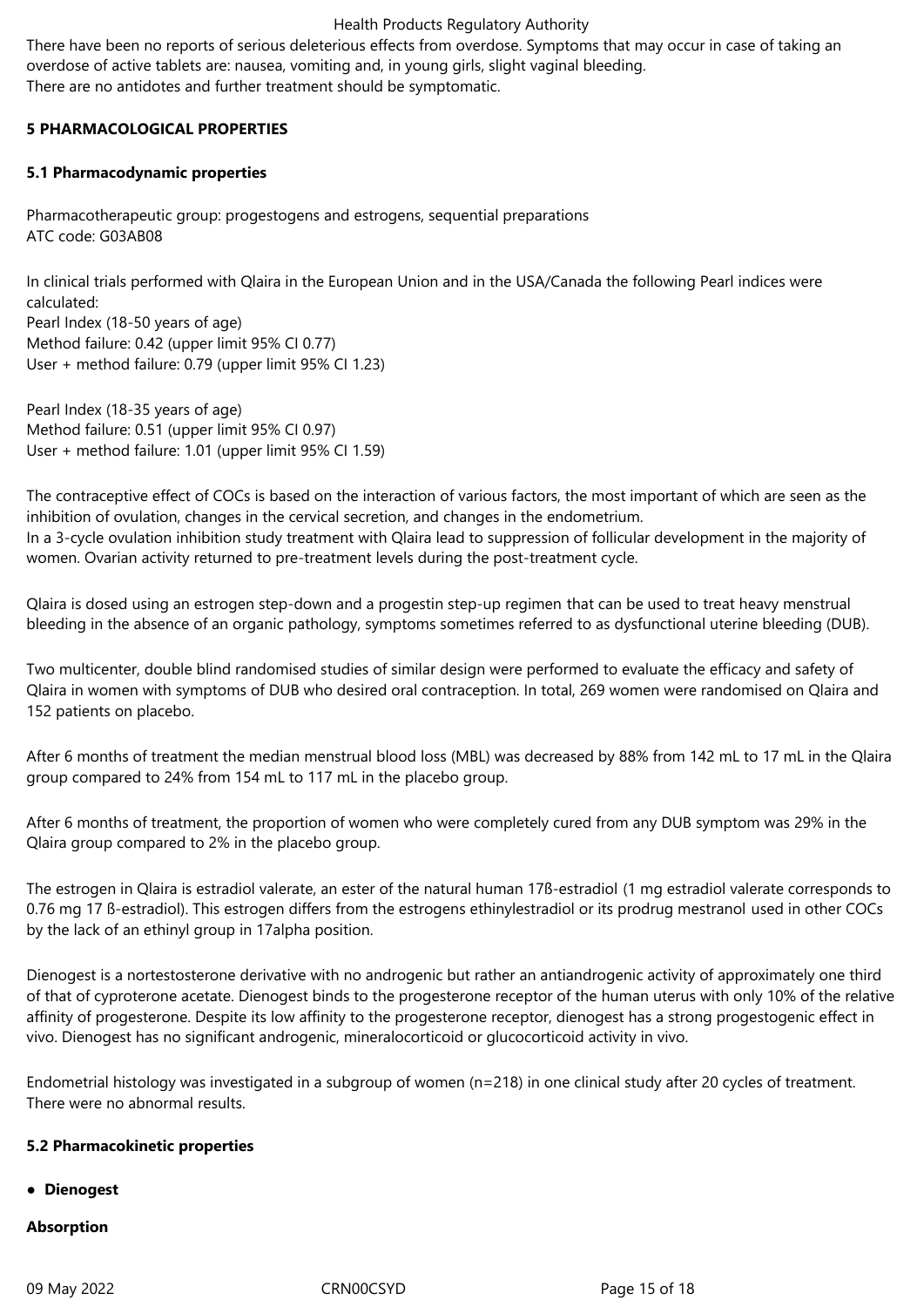There have been no reports of serious deleterious effects from overdose. Symptoms that may occur in case of taking an overdose of active tablets are: nausea, vomiting and, in young girls, slight vaginal bleeding.
There are no antidotes and further treatment should be symptomatic.

## 5 PHARMACOLOGICAL PROPERTIES

### 5.1 Pharmacodynamic properties

Pharmacotherapeutic group: progestogens and estrogens, sequential preparations
ATC code: G03AB08

In clinical trials performed with Qlaira in the European Union and in the USA/Canada the following Pearl indices were calculated:
Pearl Index (18-50 years of age)
Method failure: 0.42 (upper limit 95% CI 0.77)
User + method failure: 0.79 (upper limit 95% CI 1.23)

Pearl Index (18-35 years of age)
Method failure: 0.51 (upper limit 95% CI 0.97)
User + method failure: 1.01 (upper limit 95% CI 1.59)

The contraceptive effect of COCs is based on the interaction of various factors, the most important of which are seen as the inhibition of ovulation, changes in the cervical secretion, and changes in the endometrium.
In a 3-cycle ovulation inhibition study treatment with Qlaira lead to suppression of follicular development in the majority of women. Ovarian activity returned to pre-treatment levels during the post-treatment cycle.

Qlaira is dosed using an estrogen step-down and a progestin step-up regimen that can be used to treat heavy menstrual bleeding in the absence of an organic pathology, symptoms sometimes referred to as dysfunctional uterine bleeding (DUB).

Two multicenter, double blind randomised studies of similar design were performed to evaluate the efficacy and safety of Qlaira in women with symptoms of DUB who desired oral contraception. In total, 269 women were randomised on Qlaira and 152 patients on placebo.

After 6 months of treatment the median menstrual blood loss (MBL) was decreased by 88% from 142 mL to 17 mL in the Qlaira group compared to 24% from 154 mL to 117 mL in the placebo group.

After 6 months of treatment, the proportion of women who were completely cured from any DUB symptom was 29% in the Qlaira group compared to 2% in the placebo group.

The estrogen in Qlaira is estradiol valerate, an ester of the natural human 17ß-estradiol (1 mg estradiol valerate corresponds to 0.76 mg 17 ß-estradiol). This estrogen differs from the estrogens ethinylestradiol or its prodrug mestranol used in other COCs by the lack of an ethinyl group in 17alpha position.

Dienogest is a nortestosterone derivative with no androgenic but rather an antiandrogenic activity of approximately one third of that of cyproterone acetate. Dienogest binds to the progesterone receptor of the human uterus with only 10% of the relative affinity of progesterone. Despite its low affinity to the progesterone receptor, dienogest has a strong progestogenic effect in vivo. Dienogest has no significant androgenic, mineralocorticoid or glucocorticoid activity in vivo.

Endometrial histology was investigated in a subgroup of women (n=218) in one clinical study after 20 cycles of treatment. There were no abnormal results.

### 5.2 Pharmacokinetic properties

- **Dienogest**

**Absorption**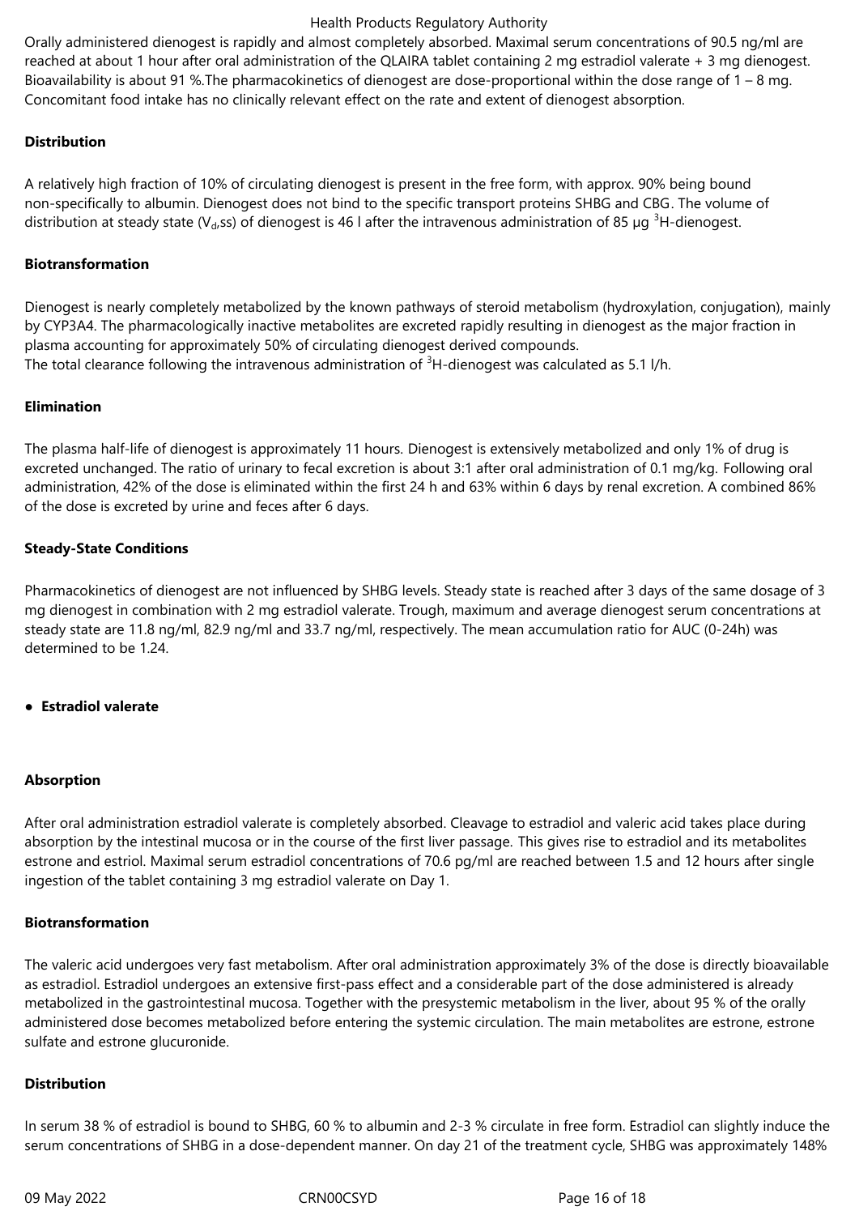Orally administered dienogest is rapidly and almost completely absorbed. Maximal serum concentrations of 90.5 ng/ml are reached at about 1 hour after oral administration of the QLAIRA tablet containing 2 mg estradiol valerate + 3 mg dienogest. Bioavailability is about 91 %.The pharmacokinetics of dienogest are dose-proportional within the dose range of 1 – 8 mg. Concomitant food intake has no clinically relevant effect on the rate and extent of dienogest absorption.

**Distribution**

A relatively high fraction of 10% of circulating dienogest is present in the free form, with approx. 90% being bound non-specifically to albumin. Dienogest does not bind to the specific transport proteins SHBG and CBG. The volume of distribution at steady state ($V_d$,ss) of dienogest is 46 l after the intravenous administration of 85 µg $^3$H-dienogest.

**Biotransformation**

Dienogest is nearly completely metabolized by the known pathways of steroid metabolism (hydroxylation, conjugation), mainly by CYP3A4. The pharmacologically inactive metabolites are excreted rapidly resulting in dienogest as the major fraction in plasma accounting for approximately 50% of circulating dienogest derived compounds.
The total clearance following the intravenous administration of $^3$H-dienogest was calculated as 5.1 l/h.

**Elimination**

The plasma half-life of dienogest is approximately 11 hours. Dienogest is extensively metabolized and only 1% of drug is excreted unchanged. The ratio of urinary to fecal excretion is about 3:1 after oral administration of 0.1 mg/kg. Following oral administration, 42% of the dose is eliminated within the first 24 h and 63% within 6 days by renal excretion. A combined 86% of the dose is excreted by urine and feces after 6 days.

**Steady-State Conditions**

Pharmacokinetics of dienogest are not influenced by SHBG levels. Steady state is reached after 3 days of the same dosage of 3 mg dienogest in combination with 2 mg estradiol valerate. Trough, maximum and average dienogest serum concentrations at steady state are 11.8 ng/ml, 82.9 ng/ml and 33.7 ng/ml, respectively. The mean accumulation ratio for AUC (0-24h) was determined to be 1.24.

- **Estradiol valerate**

**Absorption**

After oral administration estradiol valerate is completely absorbed. Cleavage to estradiol and valeric acid takes place during absorption by the intestinal mucosa or in the course of the first liver passage. This gives rise to estradiol and its metabolites estrone and estriol. Maximal serum estradiol concentrations of 70.6 pg/ml are reached between 1.5 and 12 hours after single ingestion of the tablet containing 3 mg estradiol valerate on Day 1.

**Biotransformation**

The valeric acid undergoes very fast metabolism. After oral administration approximately 3% of the dose is directly bioavailable as estradiol. Estradiol undergoes an extensive first-pass effect and a considerable part of the dose administered is already metabolized in the gastrointestinal mucosa. Together with the presystemic metabolism in the liver, about 95 % of the orally administered dose becomes metabolized before entering the systemic circulation. The main metabolites are estrone, estrone sulfate and estrone glucuronide.

**Distribution**

In serum 38 % of estradiol is bound to SHBG, 60 % to albumin and 2-3 % circulate in free form. Estradiol can slightly induce the serum concentrations of SHBG in a dose-dependent manner. On day 21 of the treatment cycle, SHBG was approximately 148%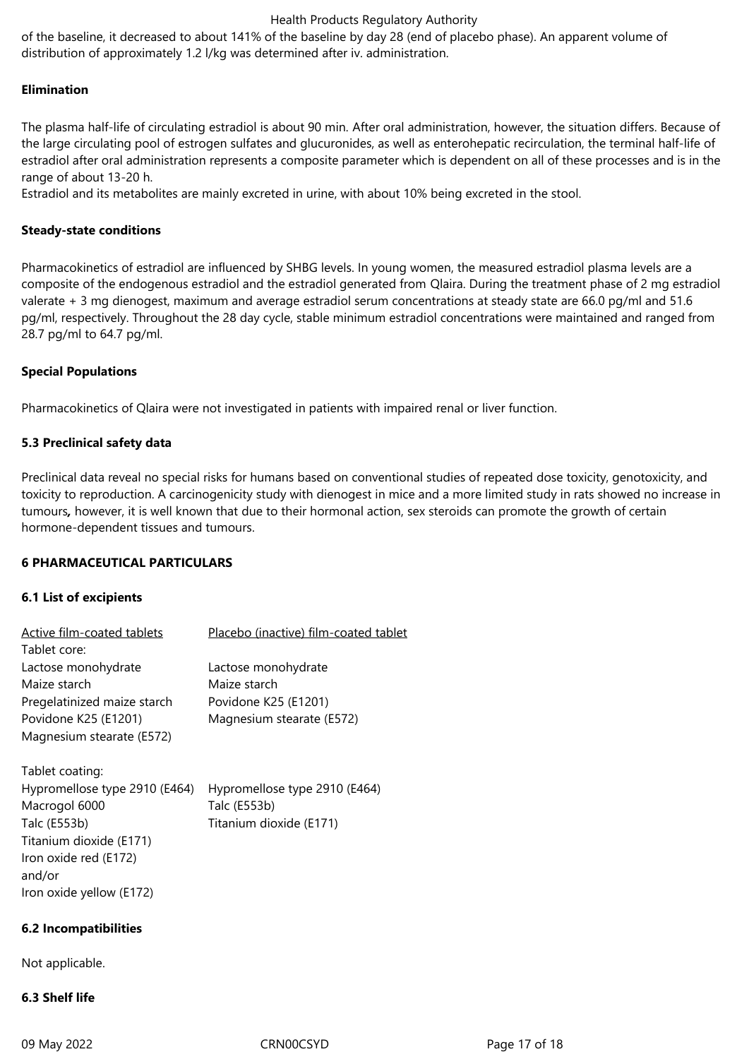of the baseline, it decreased to about 141% of the baseline by day 28 (end of placebo phase). An apparent volume of distribution of approximately 1.2 l/kg was determined after iv. administration.

**Elimination**

The plasma half-life of circulating estradiol is about 90 min. After oral administration, however, the situation differs. Because of the large circulating pool of estrogen sulfates and glucuronides, as well as enterohepatic recirculation, the terminal half-life of estradiol after oral administration represents a composite parameter which is dependent on all of these processes and is in the range of about 13-20 h.
Estradiol and its metabolites are mainly excreted in urine, with about 10% being excreted in the stool.

**Steady-state conditions**

Pharmacokinetics of estradiol are influenced by SHBG levels. In young women, the measured estradiol plasma levels are a composite of the endogenous estradiol and the estradiol generated from Qlaira. During the treatment phase of 2 mg estradiol valerate + 3 mg dienogest, maximum and average estradiol serum concentrations at steady state are 66.0 pg/ml and 51.6 pg/ml, respectively. Throughout the 28 day cycle, stable minimum estradiol concentrations were maintained and ranged from 28.7 pg/ml to 64.7 pg/ml.

**Special Populations**

Pharmacokinetics of Qlaira were not investigated in patients with impaired renal or liver function.

**5.3 Preclinical safety data**

Preclinical data reveal no special risks for humans based on conventional studies of repeated dose toxicity, genotoxicity, and toxicity to reproduction. A carcinogenicity study with dienogest in mice and a more limited study in rats showed no increase in tumours**,** however, it is well known that due to their hormonal action, sex steroids can promote the growth of certain hormone-dependent tissues and tumours.

**6 PHARMACEUTICAL PARTICULARS**

**6.1 List of excipients**

| Active film-coated tablets | Placebo (inactive) film-coated tablet |
|---|---|
| Tablet core: | |
| Lactose monohydrate | Lactose monohydrate |
| Maize starch | Maize starch |
| Pregelatinized maize starch | Povidone K25 (E1201) |
| Povidone K25 (E1201) | Magnesium stearate (E572) |
| Magnesium stearate (E572) | |
| | |
| Tablet coating: | |
| Hypromellose type 2910 (E464) | Hypromellose type 2910 (E464) |
| Macrogol 6000 | Talc (E553b) |
| Talc (E553b) | Titanium dioxide (E171) |
| Titanium dioxide (E171) | |
| Iron oxide red (E172) | |
| and/or | |
| Iron oxide yellow (E172) | |

**6.2 Incompatibilities**

Not applicable.

**6.3 Shelf life**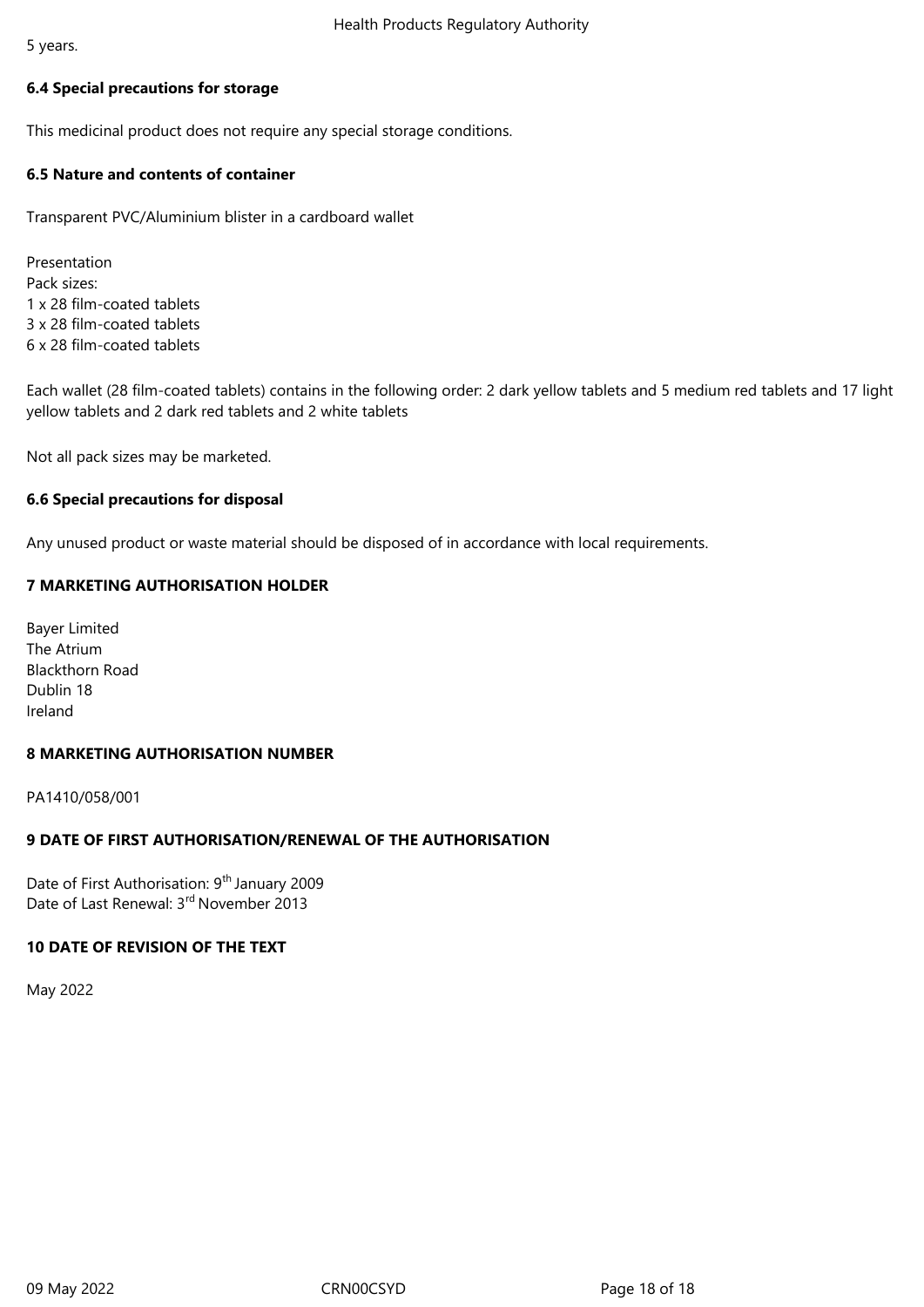5 years.

### 6.4 Special precautions for storage

This medicinal product does not require any special storage conditions.

### 6.5 Nature and contents of container

Transparent PVC/Aluminium blister in a cardboard wallet

Presentation
Pack sizes:
1 x 28 film-coated tablets
3 x 28 film-coated tablets
6 x 28 film-coated tablets

Each wallet (28 film-coated tablets) contains in the following order: 2 dark yellow tablets and 5 medium red tablets and 17 light yellow tablets and 2 dark red tablets and 2 white tablets

Not all pack sizes may be marketed.

### 6.6 Special precautions for disposal

Any unused product or waste material should be disposed of in accordance with local requirements.

## 7 MARKETING AUTHORISATION HOLDER

Bayer Limited
The Atrium
Blackthorn Road
Dublin 18
Ireland

## 8 MARKETING AUTHORISATION NUMBER

PA1410/058/001

## 9 DATE OF FIRST AUTHORISATION/RENEWAL OF THE AUTHORISATION

Date of First Authorisation: 9th January 2009
Date of Last Renewal: 3rd November 2013

## 10 DATE OF REVISION OF THE TEXT

May 2022